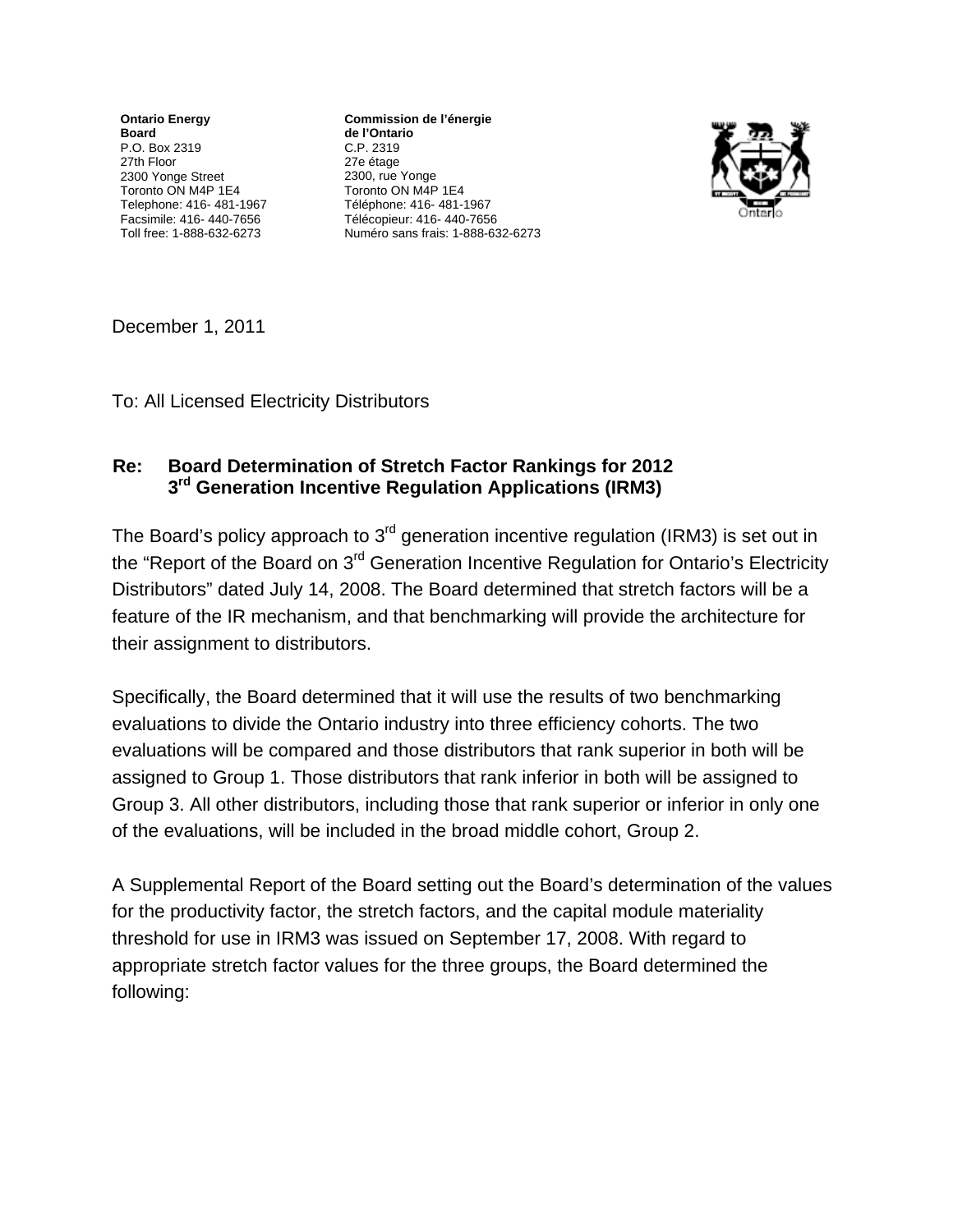**Ontario Energy Board**
P.O. Box 2319
27th Floor
2300 Yonge Street
Toronto ON M4P 1E4
Telephone: 416- 481-1967
Facsimile: 416- 440-7656
Toll free: 1-888-632-6273

**Commission de l'énergie de l'Ontario**
C.P. 2319
27e étage
2300, rue Yonge
Toronto ON M4P 1E4
Téléphone: 416- 481-1967
Télécopieur: 416- 440-7656
Numéro sans frais: 1-888-632-6273

December 1, 2011

To: All Licensed Electricity Distributors

**Re: Board Determination of Stretch Factor Rankings for 2012 3rd Generation Incentive Regulation Applications (IRM3)**

The Board's policy approach to 3rd generation incentive regulation (IRM3) is set out in the "Report of the Board on 3rd Generation Incentive Regulation for Ontario's Electricity Distributors" dated July 14, 2008. The Board determined that stretch factors will be a feature of the IR mechanism, and that benchmarking will provide the architecture for their assignment to distributors.

Specifically, the Board determined that it will use the results of two benchmarking evaluations to divide the Ontario industry into three efficiency cohorts. The two evaluations will be compared and those distributors that rank superior in both will be assigned to Group 1. Those distributors that rank inferior in both will be assigned to Group 3. All other distributors, including those that rank superior or inferior in only one of the evaluations, will be included in the broad middle cohort, Group 2.

A Supplemental Report of the Board setting out the Board's determination of the values for the productivity factor, the stretch factors, and the capital module materiality threshold for use in IRM3 was issued on September 17, 2008. With regard to appropriate stretch factor values for the three groups, the Board determined the following: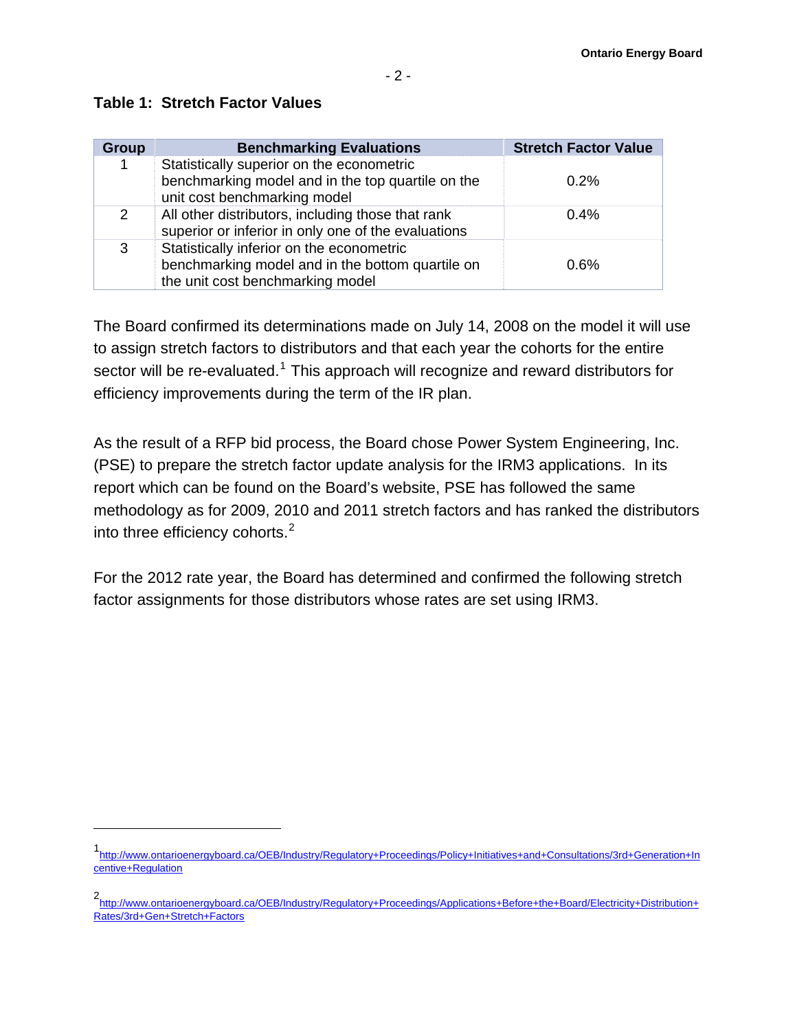**Table 1: Stretch Factor Values**

| Group | Benchmarking Evaluations | Stretch Factor Value |
|---|---|---|
| 1 | Statistically superior on the econometric benchmarking model and in the top quartile on the unit cost benchmarking model | 0.2% |
| 2 | All other distributors, including those that rank superior or inferior in only one of the evaluations | 0.4% |
| 3 | Statistically inferior on the econometric benchmarking model and in the bottom quartile on the unit cost benchmarking model | 0.6% |

The Board confirmed its determinations made on July 14, 2008 on the model it will use to assign stretch factors to distributors and that each year the cohorts for the entire sector will be re-evaluated.[1] This approach will recognize and reward distributors for efficiency improvements during the term of the IR plan.

As the result of a RFP bid process, the Board chose Power System Engineering, Inc. (PSE) to prepare the stretch factor update analysis for the IRM3 applications. In its report which can be found on the Board's website, PSE has followed the same methodology as for 2009, 2010 and 2011 stretch factors and has ranked the distributors into three efficiency cohorts.[2]

For the 2012 rate year, the Board has determined and confirmed the following stretch factor assignments for those distributors whose rates are set using IRM3.

---

[1] http://www.ontarioenergyboard.ca/OEB/Industry/Regulatory+Proceedings/Policy+Initiatives+and+Consultations/3rd+Generation+Incentive+Regulation

[2] http://www.ontarioenergyboard.ca/OEB/Industry/Regulatory+Proceedings/Applications+Before+the+Board/Electricity+Distribution+Rates/3rd+Gen+Stretch+Factors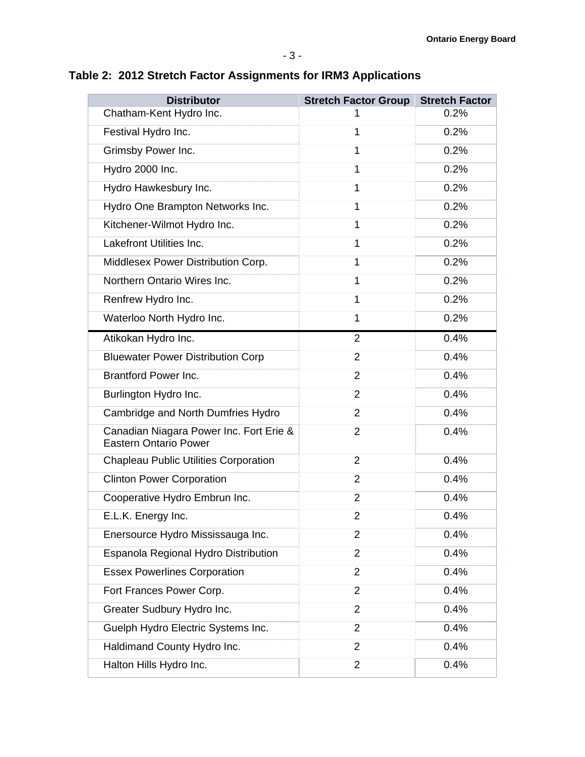## Table 2: 2012 Stretch Factor Assignments for IRM3 Applications

| Distributor | Stretch Factor Group | Stretch Factor |
|---|---|---|
| Chatham-Kent Hydro Inc. | 1 | 0.2% |
| Festival Hydro Inc. | 1 | 0.2% |
| Grimsby Power Inc. | 1 | 0.2% |
| Hydro 2000 Inc. | 1 | 0.2% |
| Hydro Hawkesbury Inc. | 1 | 0.2% |
| Hydro One Brampton Networks Inc. | 1 | 0.2% |
| Kitchener-Wilmot Hydro Inc. | 1 | 0.2% |
| Lakefront Utilities Inc. | 1 | 0.2% |
| Middlesex Power Distribution Corp. | 1 | 0.2% |
| Northern Ontario Wires Inc. | 1 | 0.2% |
| Renfrew Hydro Inc. | 1 | 0.2% |
| Waterloo North Hydro Inc. | 1 | 0.2% |
| Atikokan Hydro Inc. | 2 | 0.4% |
| Bluewater Power Distribution Corp | 2 | 0.4% |
| Brantford Power Inc. | 2 | 0.4% |
| Burlington Hydro Inc. | 2 | 0.4% |
| Cambridge and North Dumfries Hydro | 2 | 0.4% |
| Canadian Niagara Power Inc. Fort Erie & Eastern Ontario Power | 2 | 0.4% |
| Chapleau Public Utilities Corporation | 2 | 0.4% |
| Clinton Power Corporation | 2 | 0.4% |
| Cooperative Hydro Embrun Inc. | 2 | 0.4% |
| E.L.K. Energy Inc. | 2 | 0.4% |
| Enersource Hydro Mississauga Inc. | 2 | 0.4% |
| Espanola Regional Hydro Distribution | 2 | 0.4% |
| Essex Powerlines Corporation | 2 | 0.4% |
| Fort Frances Power Corp. | 2 | 0.4% |
| Greater Sudbury Hydro Inc. | 2 | 0.4% |
| Guelph Hydro Electric Systems Inc. | 2 | 0.4% |
| Haldimand County Hydro Inc. | 2 | 0.4% |
| Halton Hills Hydro Inc. | 2 | 0.4% |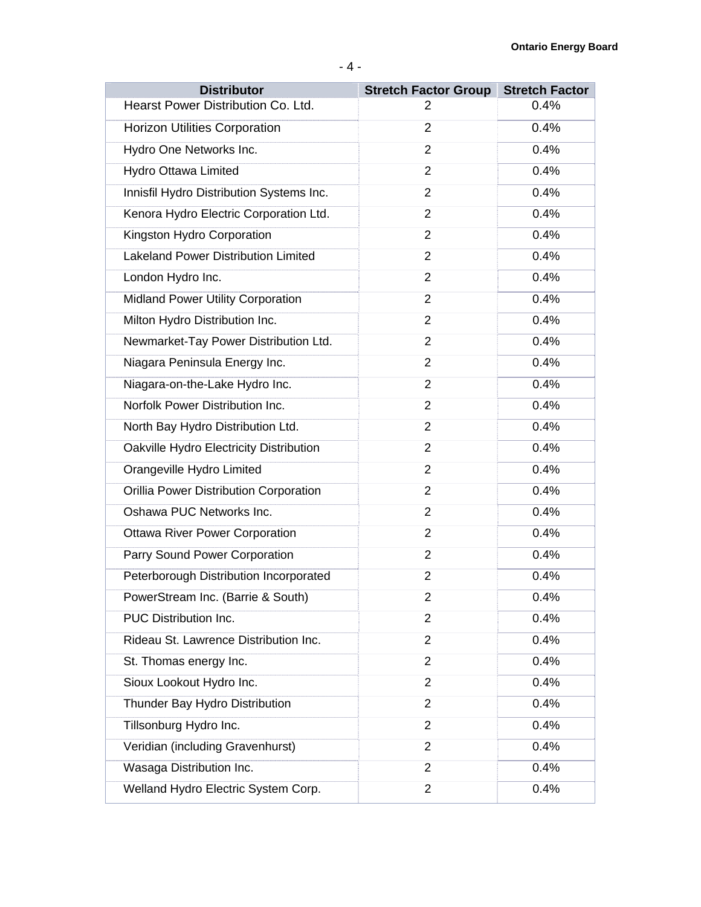| Distributor | Stretch Factor Group | Stretch Factor |
|---|---|---|
| Hearst Power Distribution Co. Ltd. | 2 | 0.4% |
| Horizon Utilities Corporation | 2 | 0.4% |
| Hydro One Networks Inc. | 2 | 0.4% |
| Hydro Ottawa Limited | 2 | 0.4% |
| Innisfil Hydro Distribution Systems Inc. | 2 | 0.4% |
| Kenora Hydro Electric Corporation Ltd. | 2 | 0.4% |
| Kingston Hydro Corporation | 2 | 0.4% |
| Lakeland Power Distribution Limited | 2 | 0.4% |
| London Hydro Inc. | 2 | 0.4% |
| Midland Power Utility Corporation | 2 | 0.4% |
| Milton Hydro Distribution Inc. | 2 | 0.4% |
| Newmarket-Tay Power Distribution Ltd. | 2 | 0.4% |
| Niagara Peninsula Energy Inc. | 2 | 0.4% |
| Niagara-on-the-Lake Hydro Inc. | 2 | 0.4% |
| Norfolk Power Distribution Inc. | 2 | 0.4% |
| North Bay Hydro Distribution Ltd. | 2 | 0.4% |
| Oakville Hydro Electricity Distribution | 2 | 0.4% |
| Orangeville Hydro Limited | 2 | 0.4% |
| Orillia Power Distribution Corporation | 2 | 0.4% |
| Oshawa PUC Networks Inc. | 2 | 0.4% |
| Ottawa River Power Corporation | 2 | 0.4% |
| Parry Sound Power Corporation | 2 | 0.4% |
| Peterborough Distribution Incorporated | 2 | 0.4% |
| PowerStream Inc. (Barrie & South) | 2 | 0.4% |
| PUC Distribution Inc. | 2 | 0.4% |
| Rideau St. Lawrence Distribution Inc. | 2 | 0.4% |
| St. Thomas energy Inc. | 2 | 0.4% |
| Sioux Lookout Hydro Inc. | 2 | 0.4% |
| Thunder Bay Hydro Distribution | 2 | 0.4% |
| Tillsonburg Hydro Inc. | 2 | 0.4% |
| Veridian (including Gravenhurst) | 2 | 0.4% |
| Wasaga Distribution Inc. | 2 | 0.4% |
| Welland Hydro Electric System Corp. | 2 | 0.4% |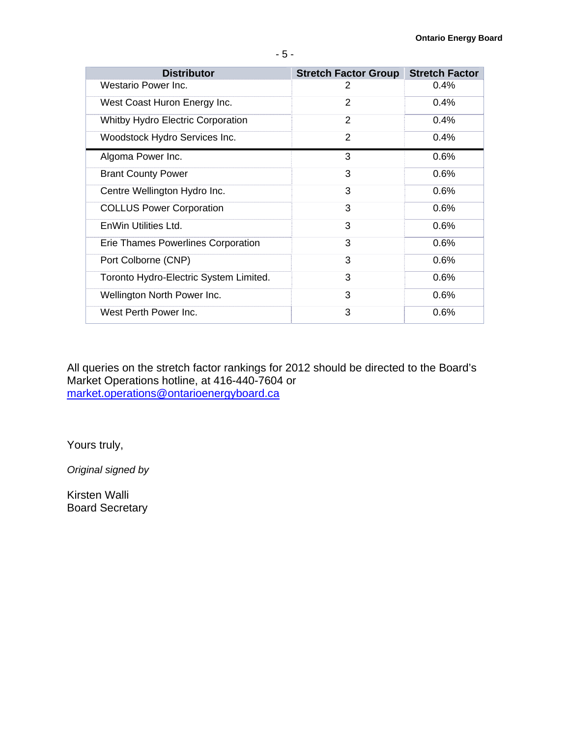| Distributor | Stretch Factor Group | Stretch Factor |
| --- | --- | --- |
| Westario Power Inc. | 2 | 0.4% |
| West Coast Huron Energy Inc. | 2 | 0.4% |
| Whitby Hydro Electric Corporation | 2 | 0.4% |
| Woodstock Hydro Services Inc. | 2 | 0.4% |
| Algoma Power Inc. | 3 | 0.6% |
| Brant County Power | 3 | 0.6% |
| Centre Wellington Hydro Inc. | 3 | 0.6% |
| COLLUS Power Corporation | 3 | 0.6% |
| EnWin Utilities Ltd. | 3 | 0.6% |
| Erie Thames Powerlines Corporation | 3 | 0.6% |
| Port Colborne (CNP) | 3 | 0.6% |
| Toronto Hydro-Electric System Limited. | 3 | 0.6% |
| Wellington North Power Inc. | 3 | 0.6% |
| West Perth Power Inc. | 3 | 0.6% |

All queries on the stretch factor rankings for 2012 should be directed to the Board's Market Operations hotline, at 416-440-7604 or market.operations@ontarioenergyboard.ca

Yours truly,

*Original signed by*

Kirsten Walli
Board Secretary